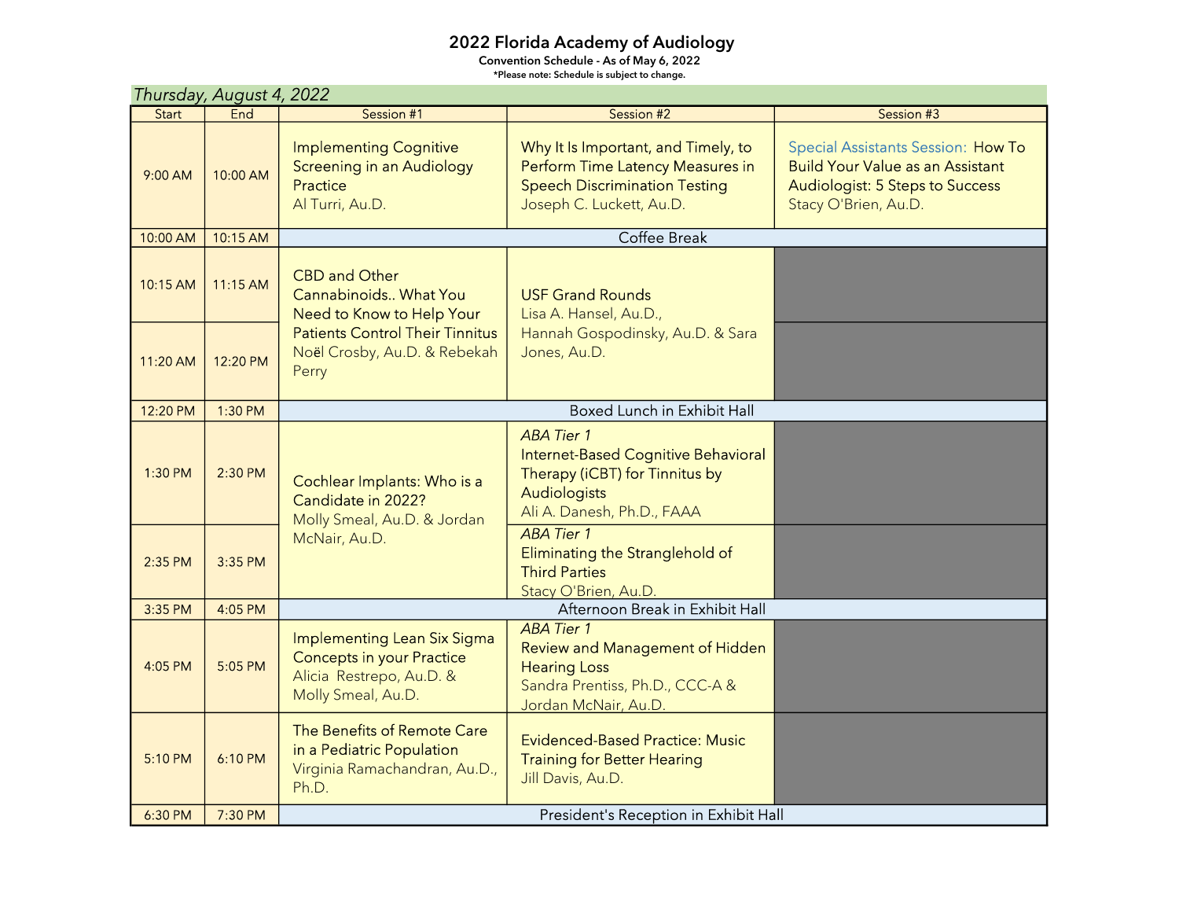# 2022 Florida Academy of Audiology

**Convention Schedule - As of May 6, 2022**

***Please note: Schedule is subject to change.**

## *Thursday, August 4, 2022*

| Start | End | Session #1 | Session #2 | Session #3 |
|---|---|---|---|---|
| 9:00 AM | 10:00 AM | Implementing Cognitive Screening in an Audiology Practice<br>Al Turri, Au.D. | Why It Is Important, and Timely, to Perform Time Latency Measures in Speech Discrimination Testing<br>Joseph C. Luckett, Au.D. | Special Assistants Session: How To Build Your Value as an Assistant Audiologist: 5 Steps to Success<br>Stacy O'Brien, Au.D. |
| 10:00 AM | 10:15 AM | Coffee Break | | |
| 10:15 AM | 11:15 AM | CBD and Other Cannabinoids.. What You Need to Know to Help Your Patients Control Their Tinnitus<br>Noël Crosby, Au.D. & Rebekah Perry | USF Grand Rounds<br>Lisa A. Hansel, Au.D.,<br>Hannah Gospodinsky, Au.D. & Sara Jones, Au.D. | |
| 11:20 AM | 12:20 PM | | | |
| 12:20 PM | 1:30 PM | Boxed Lunch in Exhibit Hall | | |
| 1:30 PM | 2:30 PM | Cochlear Implants: Who is a Candidate in 2022?<br>Molly Smeal, Au.D. & Jordan McNair, Au.D. | *ABA Tier 1*<br>Internet-Based Cognitive Behavioral Therapy (iCBT) for Tinnitus by Audiologists<br>Ali A. Danesh, Ph.D., FAAA | |
| 2:35 PM | 3:35 PM | | *ABA Tier 1*<br>Eliminating the Stranglehold of Third Parties<br>Stacy O'Brien, Au.D. | |
| 3:35 PM | 4:05 PM | Afternoon Break in Exhibit Hall | | |
| 4:05 PM | 5:05 PM | Implementing Lean Six Sigma Concepts in your Practice<br>Alicia Restrepo, Au.D. & Molly Smeal, Au.D. | *ABA Tier 1*<br>Review and Management of Hidden Hearing Loss<br>Sandra Prentiss, Ph.D., CCC-A & Jordan McNair, Au.D. | |
| 5:10 PM | 6:10 PM | The Benefits of Remote Care in a Pediatric Population<br>Virginia Ramachandran, Au.D., Ph.D. | Evidenced-Based Practice: Music Training for Better Hearing<br>Jill Davis, Au.D. | |
| 6:30 PM | 7:30 PM | President's Reception in Exhibit Hall | | |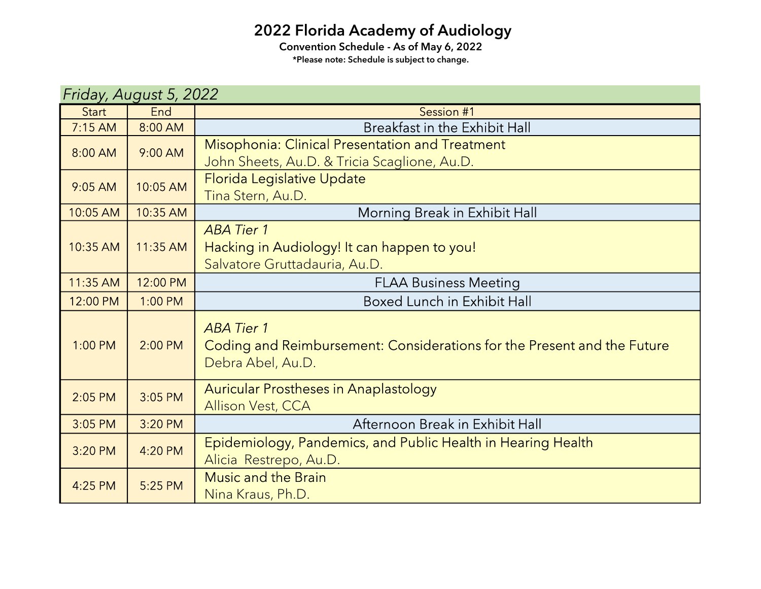# 2022 Florida Academy of Audiology

**Convention Schedule - As of May 6, 2022**

***Please note: Schedule is subject to change.**

| *Friday, August 5, 2022* | | |
|---|---|---|
| Start | End | Session #1 |
| 7:15 AM | 8:00 AM | Breakfast in the Exhibit Hall |
| 8:00 AM | 9:00 AM | Misophonia: Clinical Presentation and Treatment<br>John Sheets, Au.D. & Tricia Scaglione, Au.D. |
| 9:05 AM | 10:05 AM | Florida Legislative Update<br>Tina Stern, Au.D. |
| 10:05 AM | 10:35 AM | Morning Break in Exhibit Hall |
| 10:35 AM | 11:35 AM | *ABA Tier 1*<br>Hacking in Audiology! It can happen to you!<br>Salvatore Gruttadauria, Au.D. |
| 11:35 AM | 12:00 PM | FLAA Business Meeting |
| 12:00 PM | 1:00 PM | Boxed Lunch in Exhibit Hall |
| 1:00 PM | 2:00 PM | *ABA Tier 1*<br>Coding and Reimbursement: Considerations for the Present and the Future<br>Debra Abel, Au.D. |
| 2:05 PM | 3:05 PM | Auricular Prostheses in Anaplastology<br>Allison Vest, CCA |
| 3:05 PM | 3:20 PM | Afternoon Break in Exhibit Hall |
| 3:20 PM | 4:20 PM | Epidemiology, Pandemics, and Public Health in Hearing Health<br>Alicia Restrepo, Au.D. |
| 4:25 PM | 5:25 PM | Music and the Brain<br>Nina Kraus, Ph.D. |